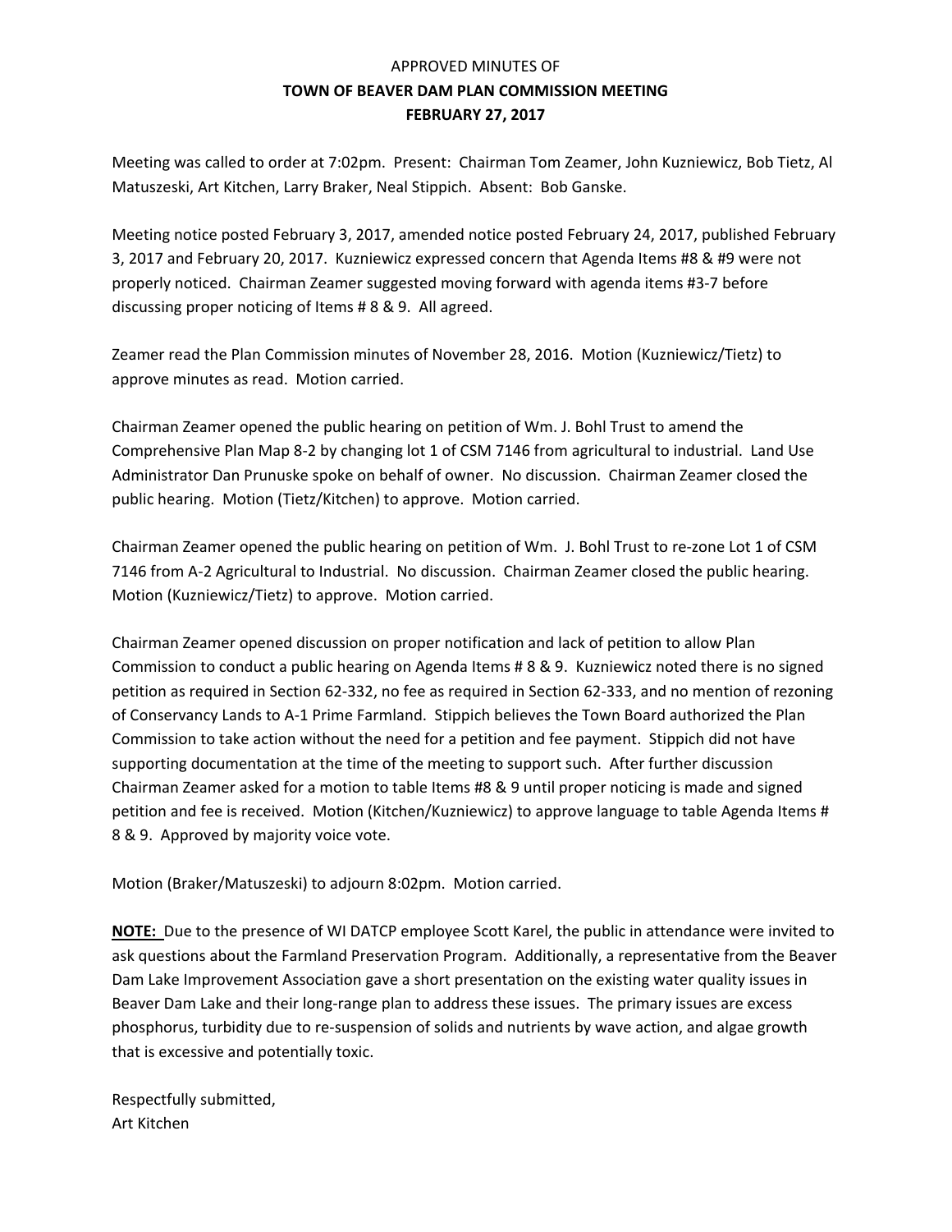APPROVED MINUTES OF

# TOWN OF BEAVER DAM PLAN COMMISSION MEETING

## FEBRUARY 27, 2017

Meeting was called to order at 7:02pm. Present: Chairman Tom Zeamer, John Kuzniewicz, Bob Tietz, Al Matuszeski, Art Kitchen, Larry Braker, Neal Stippich. Absent: Bob Ganske.

Meeting notice posted February 3, 2017, amended notice posted February 24, 2017, published February 3, 2017 and February 20, 2017. Kuzniewicz expressed concern that Agenda Items #8 & #9 were not properly noticed. Chairman Zeamer suggested moving forward with agenda items #3-7 before discussing proper noticing of Items # 8 & 9. All agreed.

Zeamer read the Plan Commission minutes of November 28, 2016. Motion (Kuzniewicz/Tietz) to approve minutes as read. Motion carried.

Chairman Zeamer opened the public hearing on petition of Wm. J. Bohl Trust to amend the Comprehensive Plan Map 8-2 by changing lot 1 of CSM 7146 from agricultural to industrial. Land Use Administrator Dan Prunuske spoke on behalf of owner. No discussion. Chairman Zeamer closed the public hearing. Motion (Tietz/Kitchen) to approve. Motion carried.

Chairman Zeamer opened the public hearing on petition of Wm. J. Bohl Trust to re-zone Lot 1 of CSM 7146 from A-2 Agricultural to Industrial. No discussion. Chairman Zeamer closed the public hearing. Motion (Kuzniewicz/Tietz) to approve. Motion carried.

Chairman Zeamer opened discussion on proper notification and lack of petition to allow Plan Commission to conduct a public hearing on Agenda Items # 8 & 9. Kuzniewicz noted there is no signed petition as required in Section 62-332, no fee as required in Section 62-333, and no mention of rezoning of Conservancy Lands to A-1 Prime Farmland. Stippich believes the Town Board authorized the Plan Commission to take action without the need for a petition and fee payment. Stippich did not have supporting documentation at the time of the meeting to support such. After further discussion Chairman Zeamer asked for a motion to table Items #8 & 9 until proper noticing is made and signed petition and fee is received. Motion (Kitchen/Kuzniewicz) to approve language to table Agenda Items # 8 & 9. Approved by majority voice vote.

Motion (Braker/Matuszeski) to adjourn 8:02pm. Motion carried.

**NOTE:** Due to the presence of WI DATCP employee Scott Karel, the public in attendance were invited to ask questions about the Farmland Preservation Program. Additionally, a representative from the Beaver Dam Lake Improvement Association gave a short presentation on the existing water quality issues in Beaver Dam Lake and their long-range plan to address these issues. The primary issues are excess phosphorus, turbidity due to re-suspension of solids and nutrients by wave action, and algae growth that is excessive and potentially toxic.

Respectfully submitted,
Art Kitchen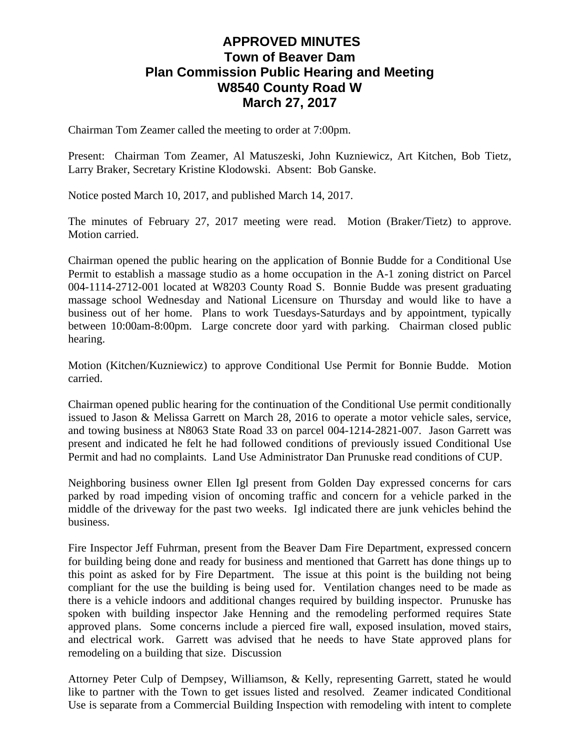# APPROVED MINUTES
# Town of Beaver Dam
# Plan Commission Public Hearing and Meeting
# W8540 County Road W
# March 27, 2017

Chairman Tom Zeamer called the meeting to order at 7:00pm.

Present: Chairman Tom Zeamer, Al Matuszeski, John Kuzniewicz, Art Kitchen, Bob Tietz, Larry Braker, Secretary Kristine Klodowski. Absent: Bob Ganske.

Notice posted March 10, 2017, and published March 14, 2017.

The minutes of February 27, 2017 meeting were read. Motion (Braker/Tietz) to approve. Motion carried.

Chairman opened the public hearing on the application of Bonnie Budde for a Conditional Use Permit to establish a massage studio as a home occupation in the A-1 zoning district on Parcel 004-1114-2712-001 located at W8203 County Road S. Bonnie Budde was present graduating massage school Wednesday and National Licensure on Thursday and would like to have a business out of her home. Plans to work Tuesdays-Saturdays and by appointment, typically between 10:00am-8:00pm. Large concrete door yard with parking. Chairman closed public hearing.

Motion (Kitchen/Kuzniewicz) to approve Conditional Use Permit for Bonnie Budde. Motion carried.

Chairman opened public hearing for the continuation of the Conditional Use permit conditionally issued to Jason & Melissa Garrett on March 28, 2016 to operate a motor vehicle sales, service, and towing business at N8063 State Road 33 on parcel 004-1214-2821-007. Jason Garrett was present and indicated he felt he had followed conditions of previously issued Conditional Use Permit and had no complaints. Land Use Administrator Dan Prunuske read conditions of CUP.

Neighboring business owner Ellen Igl present from Golden Day expressed concerns for cars parked by road impeding vision of oncoming traffic and concern for a vehicle parked in the middle of the driveway for the past two weeks. Igl indicated there are junk vehicles behind the business.

Fire Inspector Jeff Fuhrman, present from the Beaver Dam Fire Department, expressed concern for building being done and ready for business and mentioned that Garrett has done things up to this point as asked for by Fire Department. The issue at this point is the building not being compliant for the use the building is being used for. Ventilation changes need to be made as there is a vehicle indoors and additional changes required by building inspector. Prunuske has spoken with building inspector Jake Henning and the remodeling performed requires State approved plans. Some concerns include a pierced fire wall, exposed insulation, moved stairs, and electrical work. Garrett was advised that he needs to have State approved plans for remodeling on a building that size. Discussion

Attorney Peter Culp of Dempsey, Williamson, & Kelly, representing Garrett, stated he would like to partner with the Town to get issues listed and resolved. Zeamer indicated Conditional Use is separate from a Commercial Building Inspection with remodeling with intent to complete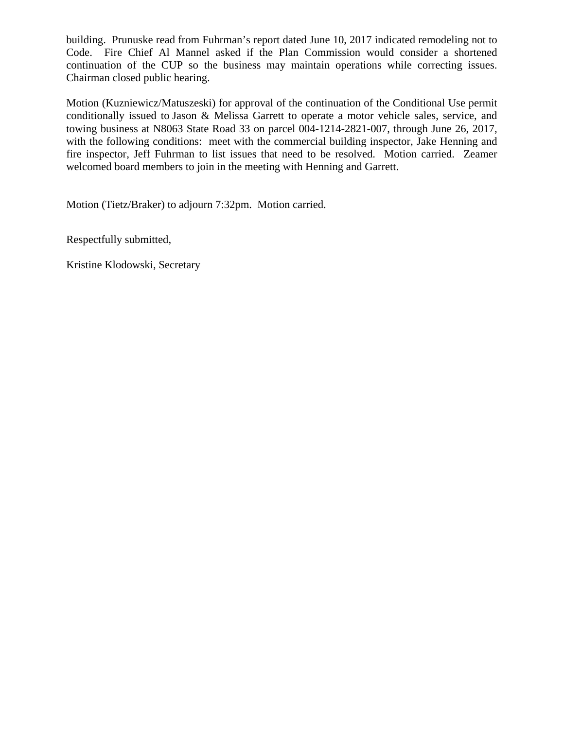building. Prunuske read from Fuhrman's report dated June 10, 2017 indicated remodeling not to Code. Fire Chief Al Mannel asked if the Plan Commission would consider a shortened continuation of the CUP so the business may maintain operations while correcting issues. Chairman closed public hearing.

Motion (Kuzniewicz/Matuszeski) for approval of the continuation of the Conditional Use permit conditionally issued to Jason & Melissa Garrett to operate a motor vehicle sales, service, and towing business at N8063 State Road 33 on parcel 004-1214-2821-007, through June 26, 2017, with the following conditions: meet with the commercial building inspector, Jake Henning and fire inspector, Jeff Fuhrman to list issues that need to be resolved. Motion carried. Zeamer welcomed board members to join in the meeting with Henning and Garrett.

Motion (Tietz/Braker) to adjourn 7:32pm. Motion carried.

Respectfully submitted,

Kristine Klodowski, Secretary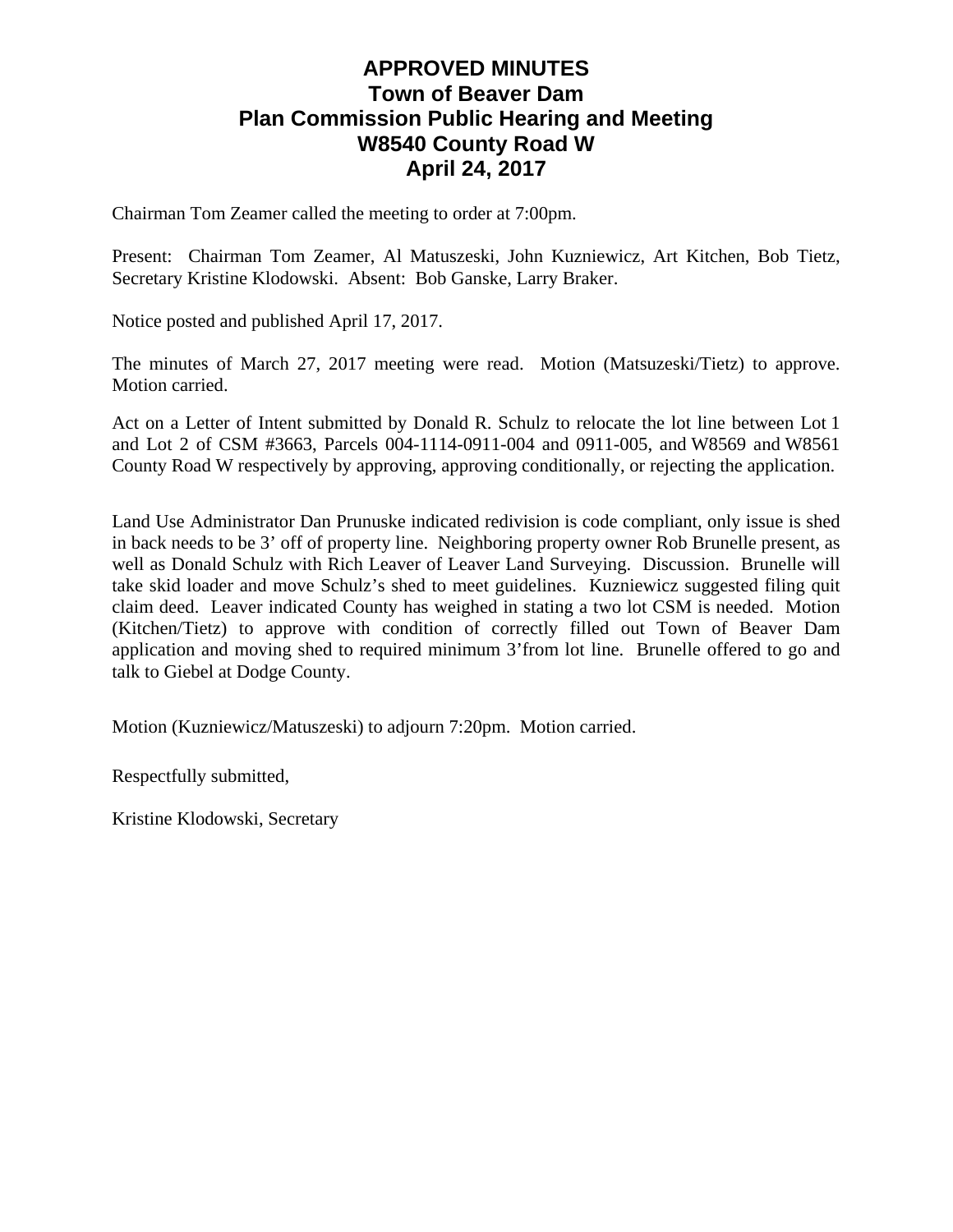# APPROVED MINUTES
## Town of Beaver Dam
## Plan Commission Public Hearing and Meeting
## W8540 County Road W
## April 24, 2017

Chairman Tom Zeamer called the meeting to order at 7:00pm.

Present: Chairman Tom Zeamer, Al Matuszeski, John Kuzniewicz, Art Kitchen, Bob Tietz, Secretary Kristine Klodowski. Absent: Bob Ganske, Larry Braker.

Notice posted and published April 17, 2017.

The minutes of March 27, 2017 meeting were read. Motion (Matsuzeski/Tietz) to approve. Motion carried.

Act on a Letter of Intent submitted by Donald R. Schulz to relocate the lot line between Lot 1 and Lot 2 of CSM #3663, Parcels 004-1114-0911-004 and 0911-005, and W8569 and W8561 County Road W respectively by approving, approving conditionally, or rejecting the application.

Land Use Administrator Dan Prunuske indicated redivision is code compliant, only issue is shed in back needs to be 3' off of property line. Neighboring property owner Rob Brunelle present, as well as Donald Schulz with Rich Leaver of Leaver Land Surveying. Discussion. Brunelle will take skid loader and move Schulz's shed to meet guidelines. Kuzniewicz suggested filing quit claim deed. Leaver indicated County has weighed in stating a two lot CSM is needed. Motion (Kitchen/Tietz) to approve with condition of correctly filled out Town of Beaver Dam application and moving shed to required minimum 3'from lot line. Brunelle offered to go and talk to Giebel at Dodge County.

Motion (Kuzniewicz/Matuszeski) to adjourn 7:20pm. Motion carried.

Respectfully submitted,

Kristine Klodowski, Secretary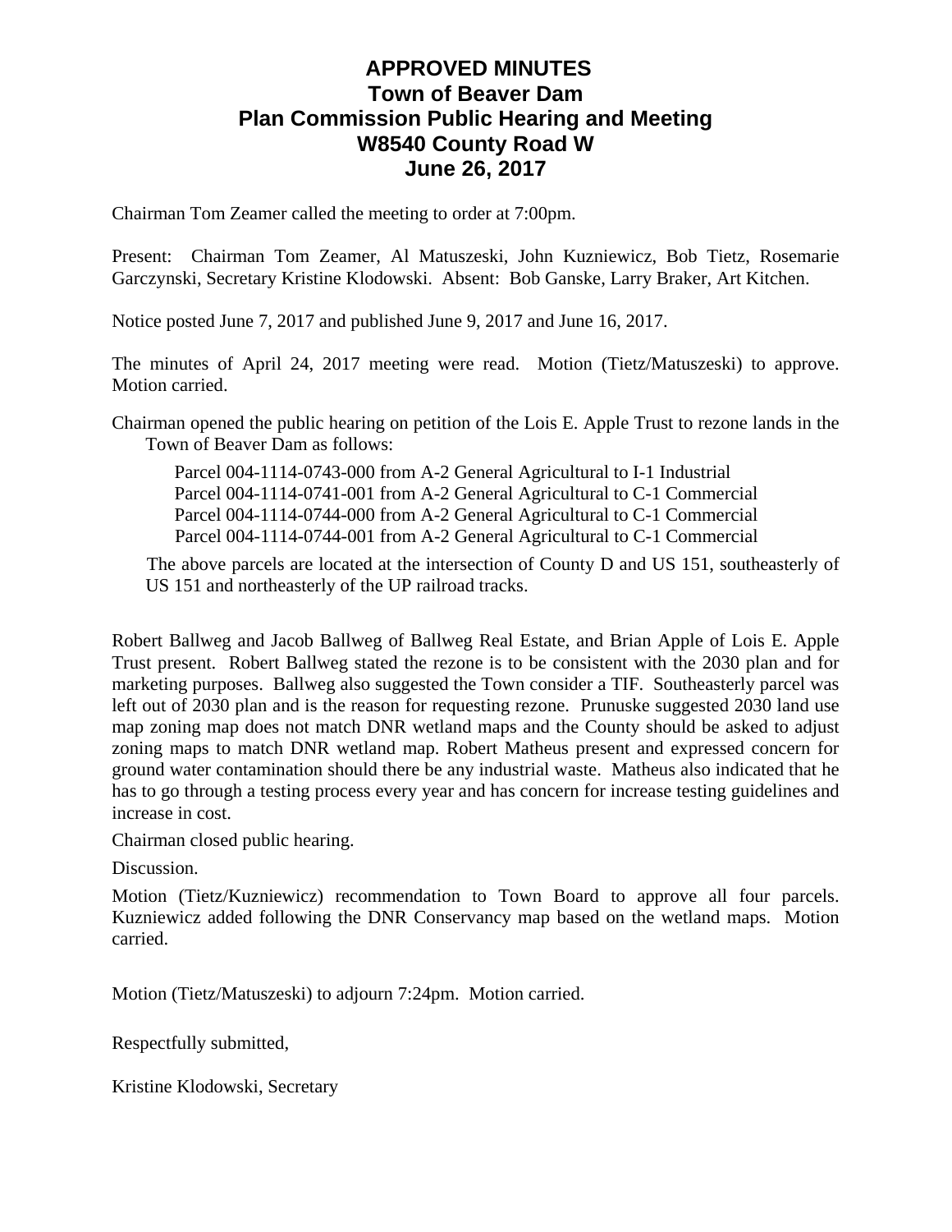# APPROVED MINUTES
## Town of Beaver Dam
## Plan Commission Public Hearing and Meeting
## W8540 County Road W
## June 26, 2017

Chairman Tom Zeamer called the meeting to order at 7:00pm.

Present: Chairman Tom Zeamer, Al Matuszeski, John Kuzniewicz, Bob Tietz, Rosemarie Garczynski, Secretary Kristine Klodowski. Absent: Bob Ganske, Larry Braker, Art Kitchen.

Notice posted June 7, 2017 and published June 9, 2017 and June 16, 2017.

The minutes of April 24, 2017 meeting were read. Motion (Tietz/Matuszeski) to approve. Motion carried.

Chairman opened the public hearing on petition of the Lois E. Apple Trust to rezone lands in the Town of Beaver Dam as follows:

Parcel 004-1114-0743-000 from A-2 General Agricultural to I-1 Industrial
Parcel 004-1114-0741-001 from A-2 General Agricultural to C-1 Commercial
Parcel 004-1114-0744-000 from A-2 General Agricultural to C-1 Commercial
Parcel 004-1114-0744-001 from A-2 General Agricultural to C-1 Commercial

The above parcels are located at the intersection of County D and US 151, southeasterly of US 151 and northeasterly of the UP railroad tracks.

Robert Ballweg and Jacob Ballweg of Ballweg Real Estate, and Brian Apple of Lois E. Apple Trust present. Robert Ballweg stated the rezone is to be consistent with the 2030 plan and for marketing purposes. Ballweg also suggested the Town consider a TIF. Southeasterly parcel was left out of 2030 plan and is the reason for requesting rezone. Prunuske suggested 2030 land use map zoning map does not match DNR wetland maps and the County should be asked to adjust zoning maps to match DNR wetland map. Robert Matheus present and expressed concern for ground water contamination should there be any industrial waste. Matheus also indicated that he has to go through a testing process every year and has concern for increase testing guidelines and increase in cost.

Chairman closed public hearing.

Discussion.

Motion (Tietz/Kuzniewicz) recommendation to Town Board to approve all four parcels. Kuzniewicz added following the DNR Conservancy map based on the wetland maps. Motion carried.

Motion (Tietz/Matuszeski) to adjourn 7:24pm. Motion carried.

Respectfully submitted,

Kristine Klodowski, Secretary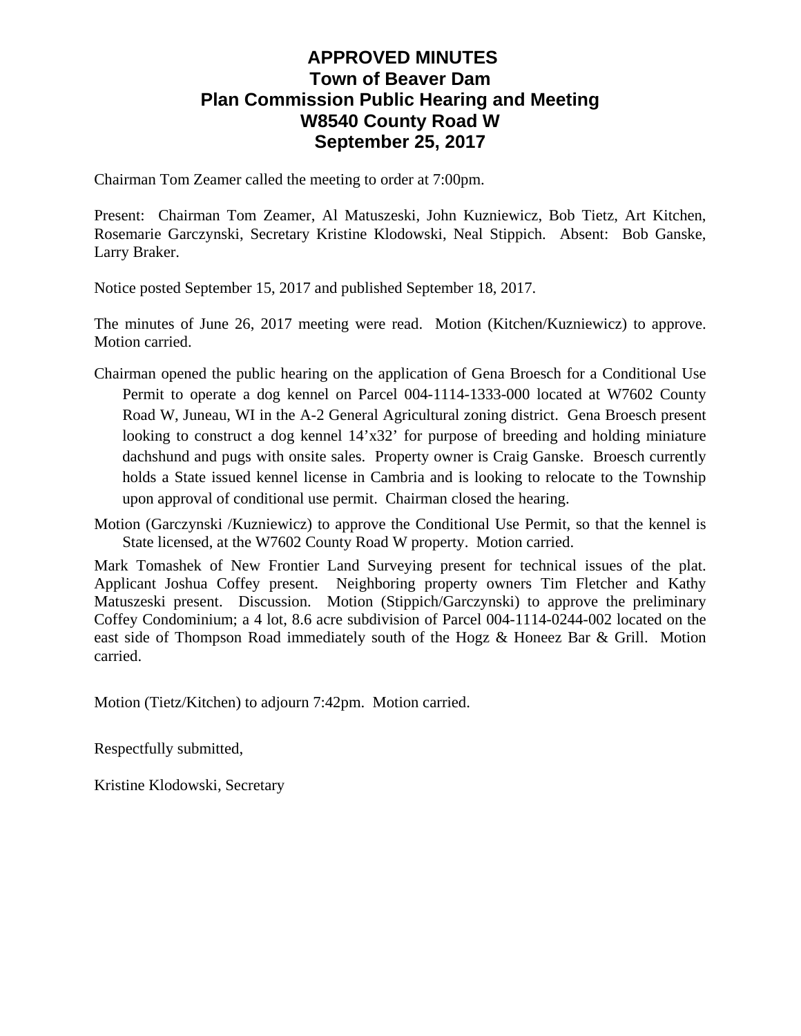# APPROVED MINUTES
## Town of Beaver Dam
## Plan Commission Public Hearing and Meeting
## W8540 County Road W
## September 25, 2017

Chairman Tom Zeamer called the meeting to order at 7:00pm.

Present: Chairman Tom Zeamer, Al Matuszeski, John Kuzniewicz, Bob Tietz, Art Kitchen, Rosemarie Garczynski, Secretary Kristine Klodowski, Neal Stippich. Absent: Bob Ganske, Larry Braker.

Notice posted September 15, 2017 and published September 18, 2017.

The minutes of June 26, 2017 meeting were read. Motion (Kitchen/Kuzniewicz) to approve. Motion carried.

Chairman opened the public hearing on the application of Gena Broesch for a Conditional Use Permit to operate a dog kennel on Parcel 004-1114-1333-000 located at W7602 County Road W, Juneau, WI in the A-2 General Agricultural zoning district. Gena Broesch present looking to construct a dog kennel 14'x32' for purpose of breeding and holding miniature dachshund and pugs with onsite sales. Property owner is Craig Ganske. Broesch currently holds a State issued kennel license in Cambria and is looking to relocate to the Township upon approval of conditional use permit. Chairman closed the hearing.

Motion (Garczynski /Kuzniewicz) to approve the Conditional Use Permit, so that the kennel is State licensed, at the W7602 County Road W property. Motion carried.

Mark Tomashek of New Frontier Land Surveying present for technical issues of the plat. Applicant Joshua Coffey present. Neighboring property owners Tim Fletcher and Kathy Matuszeski present. Discussion. Motion (Stippich/Garczynski) to approve the preliminary Coffey Condominium; a 4 lot, 8.6 acre subdivision of Parcel 004-1114-0244-002 located on the east side of Thompson Road immediately south of the Hogz & Honeez Bar & Grill. Motion carried.

Motion (Tietz/Kitchen) to adjourn 7:42pm. Motion carried.

Respectfully submitted,

Kristine Klodowski, Secretary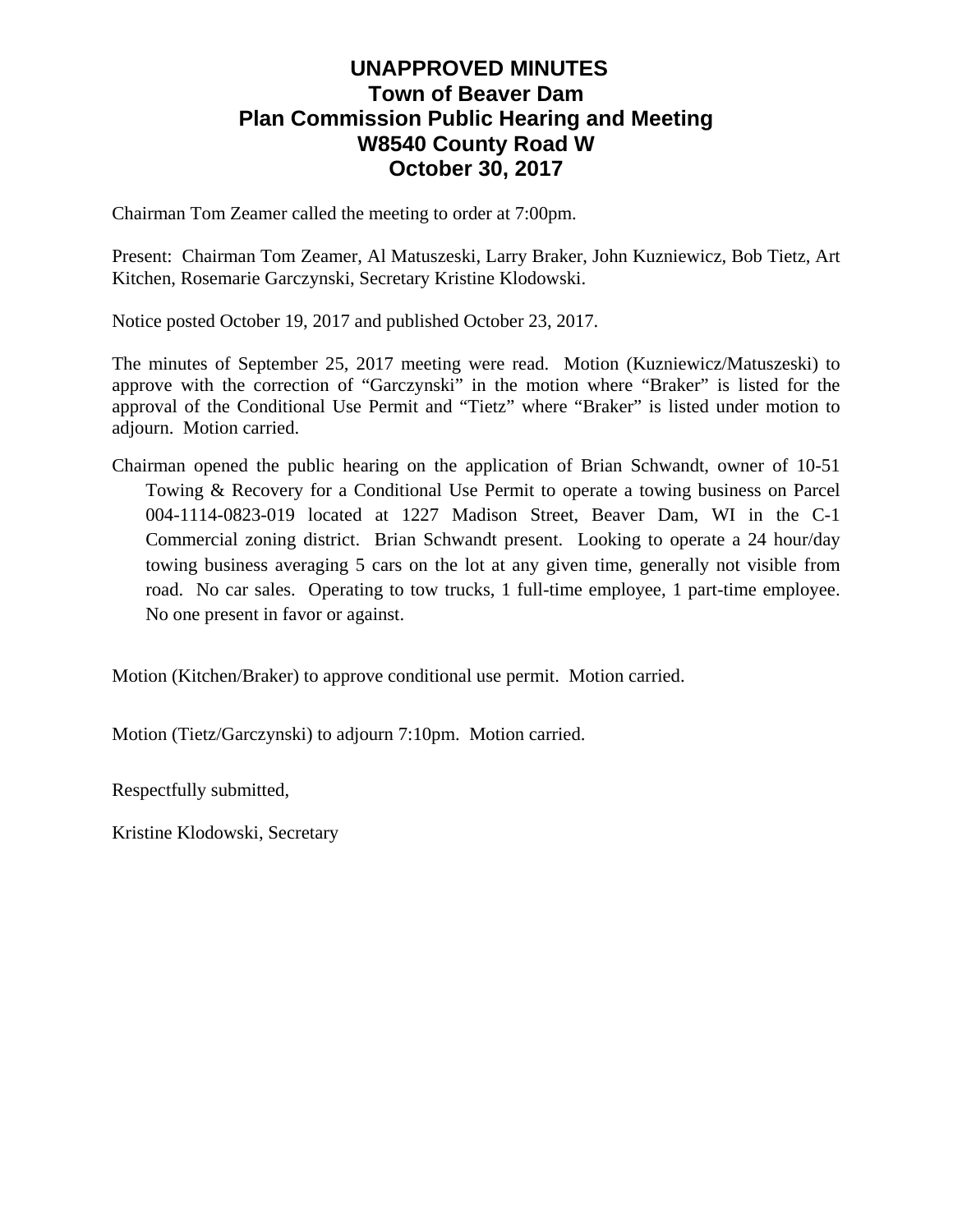# UNAPPROVED MINUTES
# Town of Beaver Dam
# Plan Commission Public Hearing and Meeting
# W8540 County Road W
# October 30, 2017

Chairman Tom Zeamer called the meeting to order at 7:00pm.

Present: Chairman Tom Zeamer, Al Matuszeski, Larry Braker, John Kuzniewicz, Bob Tietz, Art Kitchen, Rosemarie Garczynski, Secretary Kristine Klodowski.

Notice posted October 19, 2017 and published October 23, 2017.

The minutes of September 25, 2017 meeting were read. Motion (Kuzniewicz/Matuszeski) to approve with the correction of "Garczynski" in the motion where "Braker" is listed for the approval of the Conditional Use Permit and "Tietz" where "Braker" is listed under motion to adjourn. Motion carried.

Chairman opened the public hearing on the application of Brian Schwandt, owner of 10-51 Towing & Recovery for a Conditional Use Permit to operate a towing business on Parcel 004-1114-0823-019 located at 1227 Madison Street, Beaver Dam, WI in the C-1 Commercial zoning district. Brian Schwandt present. Looking to operate a 24 hour/day towing business averaging 5 cars on the lot at any given time, generally not visible from road. No car sales. Operating to tow trucks, 1 full-time employee, 1 part-time employee. No one present in favor or against.

Motion (Kitchen/Braker) to approve conditional use permit. Motion carried.

Motion (Tietz/Garczynski) to adjourn 7:10pm. Motion carried.

Respectfully submitted,

Kristine Klodowski, Secretary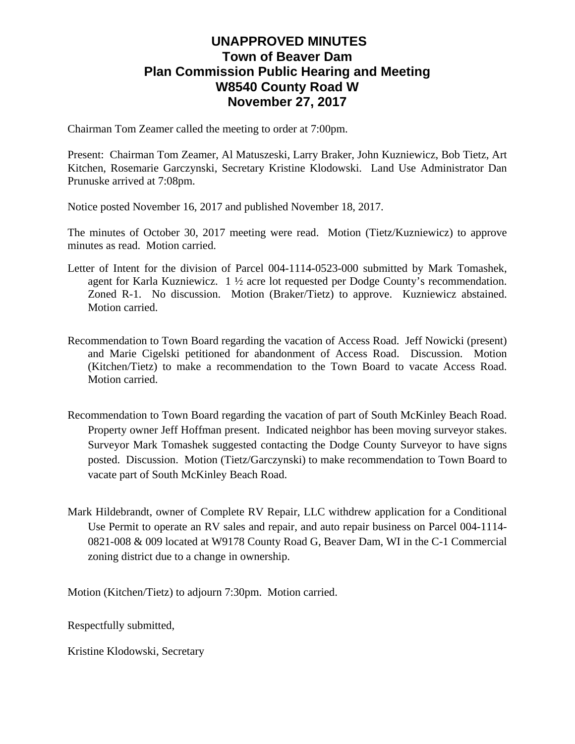# UNAPPROVED MINUTES
# Town of Beaver Dam
# Plan Commission Public Hearing and Meeting
# W8540 County Road W
# November 27, 2017

Chairman Tom Zeamer called the meeting to order at 7:00pm.

Present: Chairman Tom Zeamer, Al Matuszeski, Larry Braker, John Kuzniewicz, Bob Tietz, Art Kitchen, Rosemarie Garczynski, Secretary Kristine Klodowski. Land Use Administrator Dan Prunuske arrived at 7:08pm.

Notice posted November 16, 2017 and published November 18, 2017.

The minutes of October 30, 2017 meeting were read. Motion (Tietz/Kuzniewicz) to approve minutes as read. Motion carried.

Letter of Intent for the division of Parcel 004-1114-0523-000 submitted by Mark Tomashek, agent for Karla Kuzniewicz. 1 ½ acre lot requested per Dodge County's recommendation. Zoned R-1. No discussion. Motion (Braker/Tietz) to approve. Kuzniewicz abstained. Motion carried.

Recommendation to Town Board regarding the vacation of Access Road. Jeff Nowicki (present) and Marie Cigelski petitioned for abandonment of Access Road. Discussion. Motion (Kitchen/Tietz) to make a recommendation to the Town Board to vacate Access Road. Motion carried.

Recommendation to Town Board regarding the vacation of part of South McKinley Beach Road. Property owner Jeff Hoffman present. Indicated neighbor has been moving surveyor stakes. Surveyor Mark Tomashek suggested contacting the Dodge County Surveyor to have signs posted. Discussion. Motion (Tietz/Garczynski) to make recommendation to Town Board to vacate part of South McKinley Beach Road.

Mark Hildebrandt, owner of Complete RV Repair, LLC withdrew application for a Conditional Use Permit to operate an RV sales and repair, and auto repair business on Parcel 004-1114-0821-008 & 009 located at W9178 County Road G, Beaver Dam, WI in the C-1 Commercial zoning district due to a change in ownership.

Motion (Kitchen/Tietz) to adjourn 7:30pm. Motion carried.

Respectfully submitted,

Kristine Klodowski, Secretary